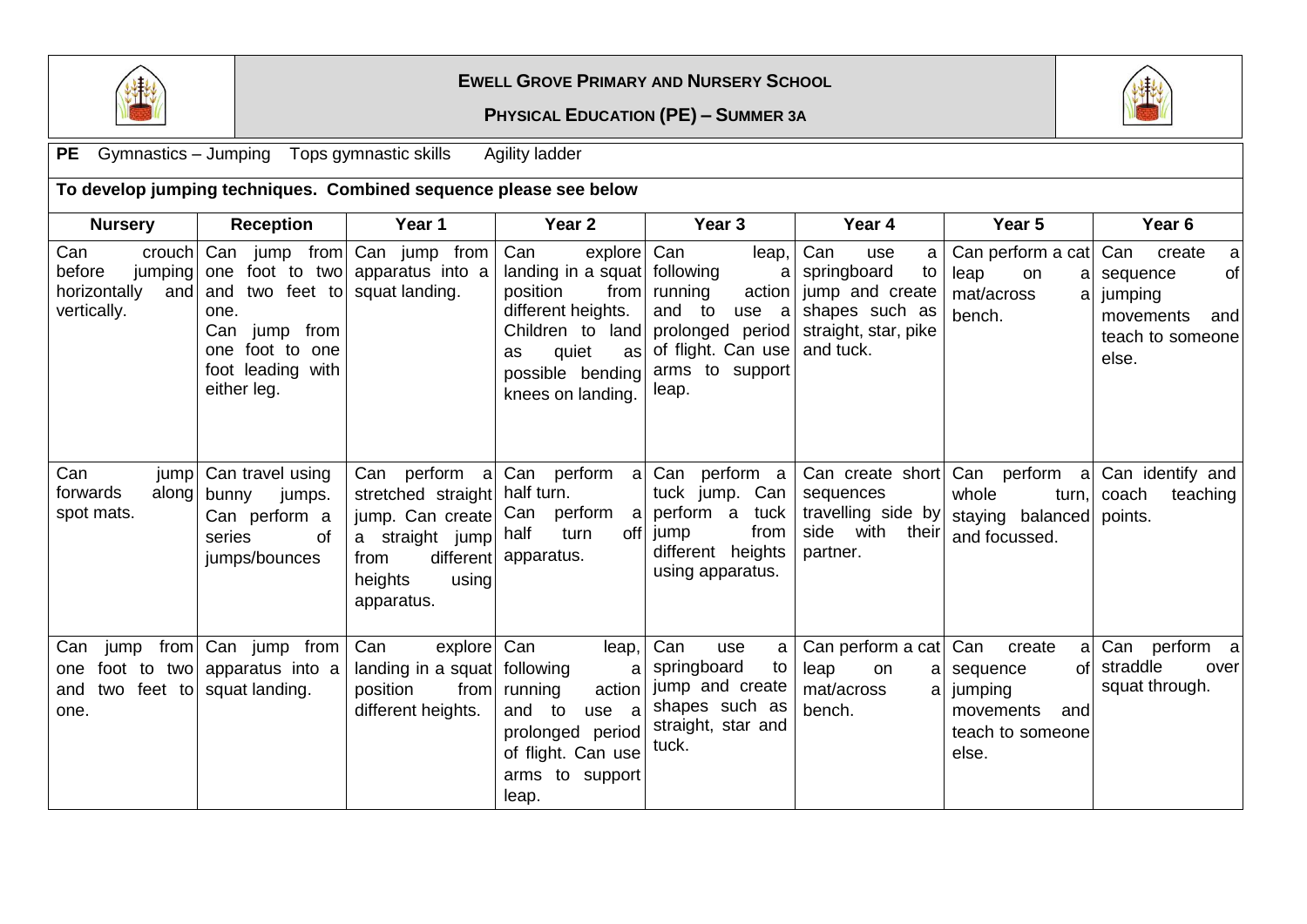# EWELL GROVE PRIMARY AND NURSERY SCHOOL

## PHYSICAL EDUCATION (PE) – SUMMER 3A

**PE** Gymnastics – Jumping Tops gymnastic skills Agility ladder

**To develop jumping techniques. Combined sequence please see below**

| Nursery | Reception | Year 1 | Year 2 | Year 3 | Year 4 | Year 5 | Year 6 |
|---|---|---|---|---|---|---|---|
| Can crouch before jumping horizontally and vertically. | Can jump from one foot to two and two feet to one. Can jump from one foot to one foot leading with either leg. | Can jump from apparatus into a squat landing. | Can explore landing in a squat position from different heights. Children to land as quiet as possible bending knees on landing. | Can leap, following a running action and to use a prolonged period of flight. Can use arms to support leap. | Can use a springboard to jump and create shapes such as straight, star, pike and tuck. | Can perform a cat leap on a mat/across a bench. | Can create a sequence of jumping movements and teach to someone else. |
| Can jump forwards along spot mats. | Can travel using bunny jumps. Can perform a series of jumps/bounces | Can perform a stretched straight jump. Can create a straight jump from different heights using apparatus. | Can perform a half turn. Can perform a half turn off apparatus. | Can perform a tuck jump. Can perform a tuck jump from different heights using apparatus. | Can create short sequences travelling side by side with their partner. | Can perform a whole turn, staying balanced and focussed. | Can identify and coach teaching points. |
| Can jump from one foot to two and two feet to one. | Can jump from apparatus into a squat landing. | Can explore landing in a squat position from different heights. | Can leap, following a running action and to use a prolonged period of flight. Can use arms to support leap. | Can use a springboard to jump and create shapes such as straight, star and tuck. | Can perform a cat leap on a mat/across a bench. | Can create a sequence of jumping movements and teach to someone else. | Can perform a straddle over squat through. |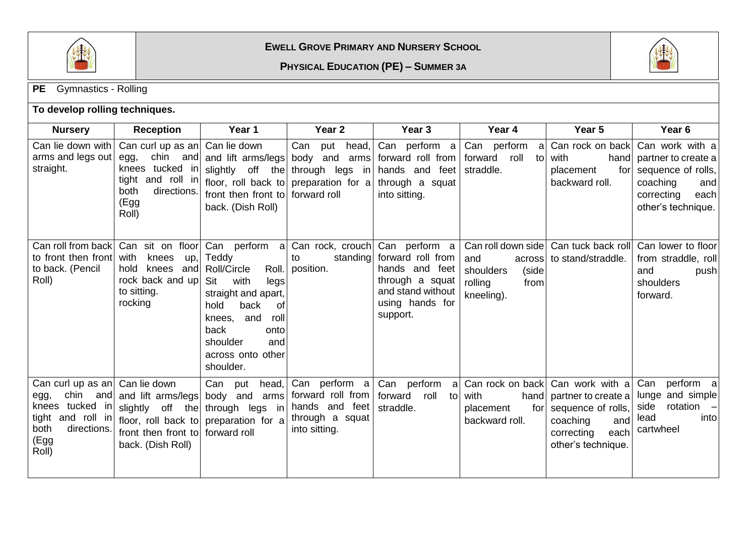## EWELL GROVE PRIMARY AND NURSERY SCHOOL

### PHYSICAL EDUCATION (PE) – SUMMER 3A

**PE** Gymnastics - Rolling

**To develop rolling techniques.**

| Nursery | Reception | Year 1 | Year 2 | Year 3 | Year 4 | Year 5 | Year 6 |
|---|---|---|---|---|---|---|---|
| Can lie down with arms and legs out straight. | Can curl up as an egg, chin and knees tucked in tight and roll in both directions. (Egg Roll) | Can lie down and lift arms/legs slightly off the floor, roll back to front then front to back. (Dish Roll) | Can put head, body and arms through legs in preparation for a forward roll | Can perform a forward roll from hands and feet through a squat into sitting. | Can perform a forward roll to straddle. | Can rock on back with hand placement for backward roll. | Can work with a partner to create a sequence of rolls, coaching and correcting each other's technique. |
| Can roll from back to front then front to back. (Pencil Roll) | Can sit on floor with knees up, hold knees and rock back and up to sitting. rocking | Can perform a Teddy Roll/Circle Roll. Sit with legs straight and apart, hold back of knees, and roll back onto shoulder and across onto other shoulder. | Can rock, crouch to standing position. | Can perform a forward roll from hands and feet through a squat and stand without using hands for support. | Can roll down side and across shoulders (side rolling from kneeling). | Can tuck back roll to stand/straddle. | Can lower to floor from straddle, roll and push shoulders forward. |
| Can curl up as an egg, chin and knees tucked in tight and roll in both directions. (Egg Roll) | Can lie down and lift arms/legs slightly off the floor, roll back to front then front to back. (Dish Roll) | Can put head, body and arms through legs in preparation for a forward roll | Can perform a forward roll from hands and feet through a squat into sitting. | Can perform a forward roll to straddle. | Can rock on back with hand placement for backward roll. | Can work with a partner to create a sequence of rolls, coaching and correcting each other's technique. | Can perform a lunge and simple side rotation – lead into cartwheel |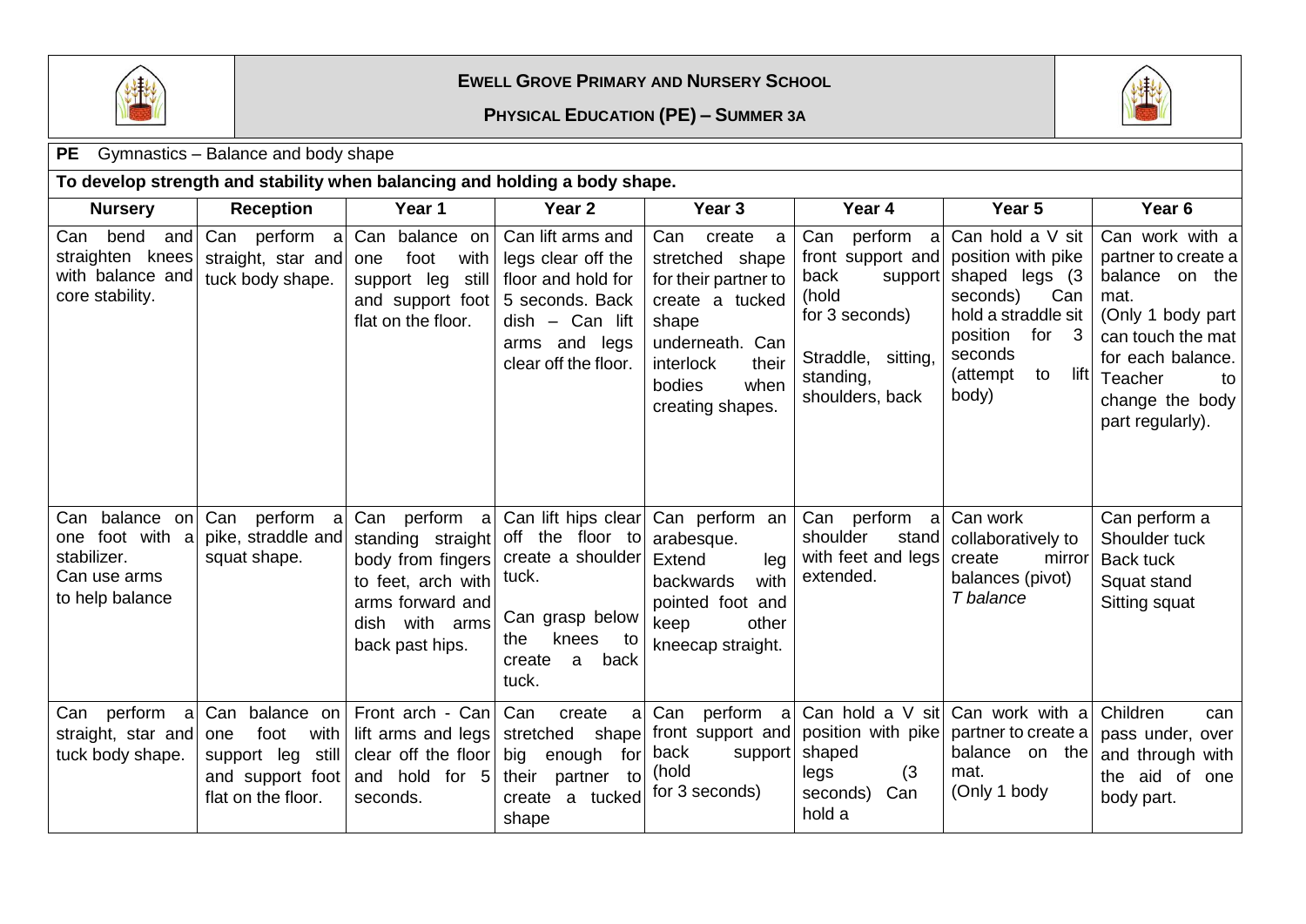# EWELL GROVE PRIMARY AND NURSERY SCHOOL

## PHYSICAL EDUCATION (PE) – SUMMER 3A

**PE** Gymnastics – Balance and body shape

**To develop strength and stability when balancing and holding a body shape.**

| Nursery | Reception | Year 1 | Year 2 | Year 3 | Year 4 | Year 5 | Year 6 |
|---|---|---|---|---|---|---|---|
| Can bend and straighten knees with balance and core stability. | Can perform a straight, star and tuck body shape. | Can balance on one foot with support leg still and support foot flat on the floor. | Can lift arms and legs clear off the floor and hold for 5 seconds. Back dish – Can lift arms and legs clear off the floor. | Can create a stretched shape for their partner to create a tucked shape underneath. Can interlock their bodies when creating shapes. | Can perform a front support and back support (hold for 3 seconds) Straddle, sitting, standing, shoulders, back | Can hold a V sit position with pike shaped legs (3 seconds) Can hold a straddle sit position for 3 seconds (attempt to lift body) | Can work with a partner to create a balance on the mat. (Only 1 body part can touch the mat for each balance. Teacher to change the body part regularly). |
| Can balance on one foot with a stabilizer. Can use arms to help balance | Can perform a pike, straddle and squat shape. | Can perform a standing straight body from fingers to feet, arch with arms forward and dish with arms back past hips. | Can lift hips clear off the floor to create a shoulder tuck. Can grasp below the knees to create a back tuck. | Can perform an arabesque. Extend leg backwards with pointed foot and keep other kneecap straight. | Can perform a shoulder stand with feet and legs extended. | Can work collaboratively to create mirror balances (pivot) *T balance* | Can perform a Shoulder tuck Back tuck Squat stand Sitting squat |
| Can perform a straight, star and tuck body shape. | Can balance on one foot with support leg still and support foot flat on the floor. | Front arch - Can lift arms and legs clear off the floor and hold for 5 seconds. | Can create a stretched shape big enough for their partner to create a tucked shape | Can perform a front support and back support (hold for 3 seconds) | Can hold a V sit position with pike shaped legs (3 seconds) Can hold a | Can work with a partner to create a balance on the mat. (Only 1 body | Children can pass under, over and through with the aid of one body part. |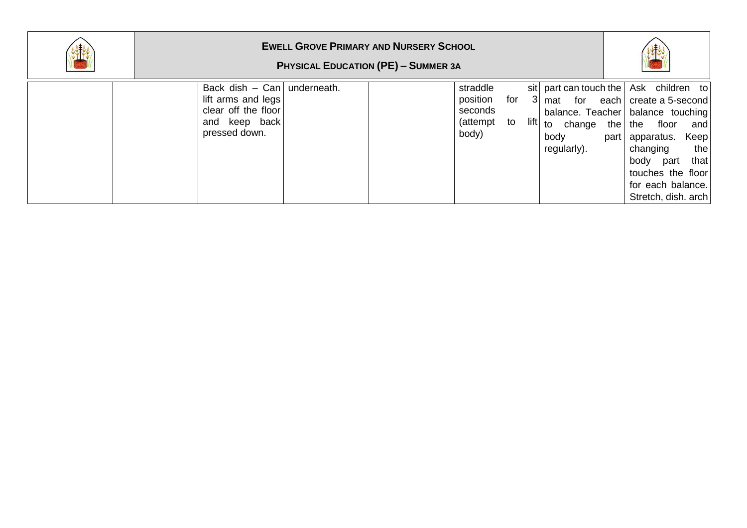# EWELL GROVE PRIMARY AND NURSERY SCHOOL

## PHYSICAL EDUCATION (PE) – SUMMER 3A

| | | | | | | | |
|---|---|---|---|---|---|---|---|
| | | Back dish – Can lift arms and legs clear off the floor and keep back pressed down. | underneath. | | straddle sit position for 3 seconds (attempt to lift body) | part can touch the mat for each balance. Teacher to change the body part regularly). | Ask children to create a 5-second balance touching the floor and apparatus. Keep changing the body part that touches the floor for each balance. Stretch, dish. arch |